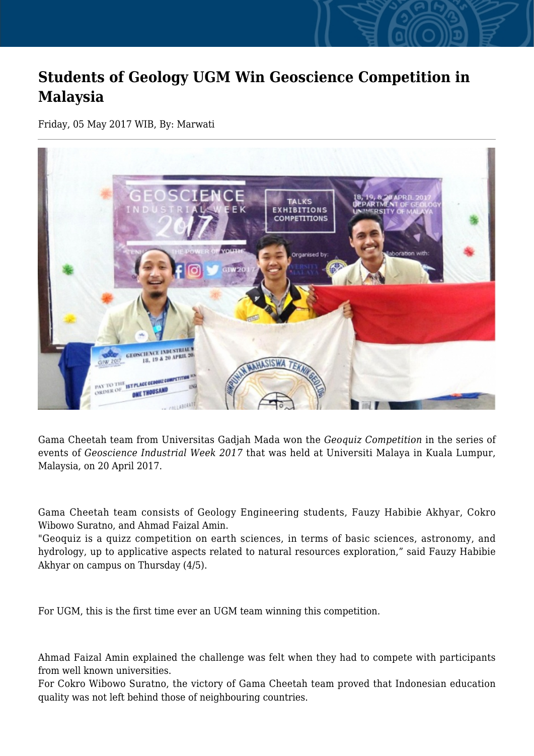# Students of Geology UGM Win Geoscience Competition in Malaysia

Friday, 05 May 2017 WIB, By: Marwati

Gama Cheetah team from Universitas Gadjah Mada won the *Geoquiz Competition* in the series of events of *Geoscience Industrial Week 2017* that was held at Universiti Malaya in Kuala Lumpur, Malaysia, on 20 April 2017.

Gama Cheetah team consists of Geology Engineering students, Fauzy Habibie Akhyar, Cokro Wibowo Suratno, and Ahmad Faizal Amin.

"Geoquiz is a quizz competition on earth sciences, in terms of basic sciences, astronomy, and hydrology, up to applicative aspects related to natural resources exploration," said Fauzy Habibie Akhyar on campus on Thursday (4/5).

For UGM, this is the first time ever an UGM team winning this competition.

Ahmad Faizal Amin explained the challenge was felt when they had to compete with participants from well known universities.

For Cokro Wibowo Suratno, the victory of Gama Cheetah team proved that Indonesian education quality was not left behind those of neighbouring countries.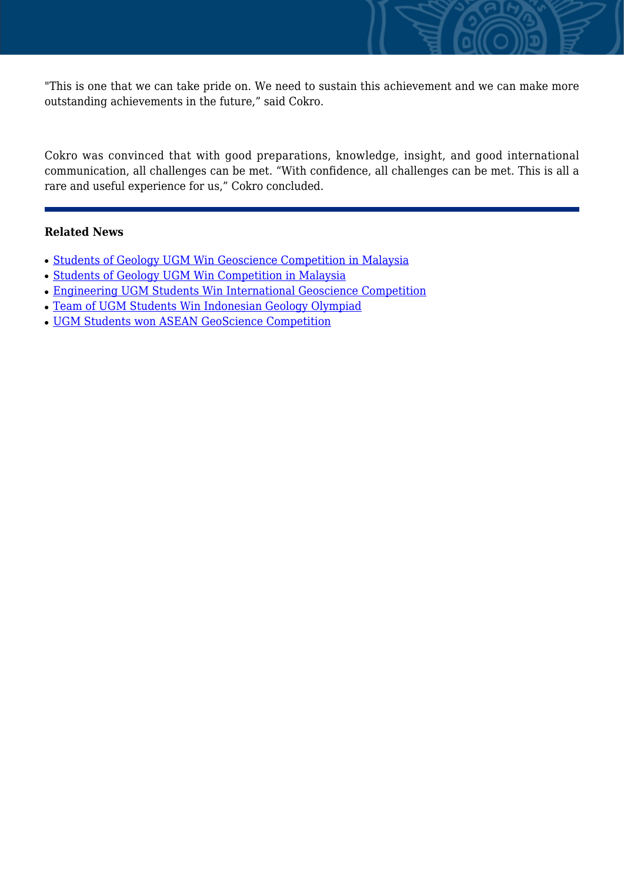"This is one that we can take pride on. We need to sustain this achievement and we can make more outstanding achievements in the future," said Cokro.

Cokro was convinced that with good preparations, knowledge, insight, and good international communication, all challenges can be met. "With confidence, all challenges can be met. This is all a rare and useful experience for us," Cokro concluded.

---

**Related News**

- Students of Geology UGM Win Geoscience Competition in Malaysia
- Students of Geology UGM Win Competition in Malaysia
- Engineering UGM Students Win International Geoscience Competition
- Team of UGM Students Win Indonesian Geology Olympiad
- UGM Students won ASEAN GeoScience Competition